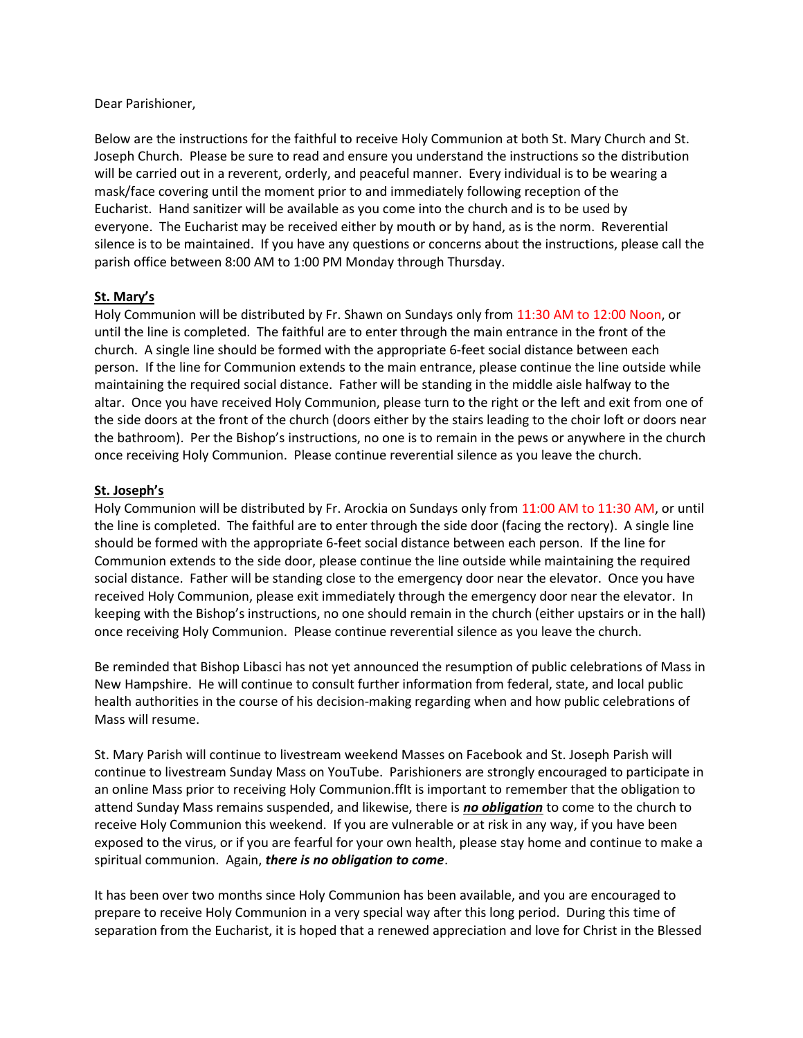Dear Parishioner,

Below are the instructions for the faithful to receive Holy Communion at both St. Mary Church and St. Joseph Church. Please be sure to read and ensure you understand the instructions so the distribution will be carried out in a reverent, orderly, and peaceful manner. Every individual is to be wearing a mask/face covering until the moment prior to and immediately following reception of the Eucharist. Hand sanitizer will be available as you come into the church and is to be used by everyone. The Eucharist may be received either by mouth or by hand, as is the norm. Reverential silence is to be maintained. If you have any questions or concerns about the instructions, please call the parish office between 8:00 AM to 1:00 PM Monday through Thursday.

**St. Mary's**

Holy Communion will be distributed by Fr. Shawn on Sundays only from 11:30 AM to 12:00 Noon, or until the line is completed. The faithful are to enter through the main entrance in the front of the church. A single line should be formed with the appropriate 6-feet social distance between each person. If the line for Communion extends to the main entrance, please continue the line outside while maintaining the required social distance. Father will be standing in the middle aisle halfway to the altar. Once you have received Holy Communion, please turn to the right or the left and exit from one of the side doors at the front of the church (doors either by the stairs leading to the choir loft or doors near the bathroom). Per the Bishop's instructions, no one is to remain in the pews or anywhere in the church once receiving Holy Communion. Please continue reverential silence as you leave the church.

**St. Joseph's**

Holy Communion will be distributed by Fr. Arockia on Sundays only from 11:00 AM to 11:30 AM, or until the line is completed. The faithful are to enter through the side door (facing the rectory). A single line should be formed with the appropriate 6-feet social distance between each person. If the line for Communion extends to the side door, please continue the line outside while maintaining the required social distance. Father will be standing close to the emergency door near the elevator. Once you have received Holy Communion, please exit immediately through the emergency door near the elevator. In keeping with the Bishop's instructions, no one should remain in the church (either upstairs or in the hall) once receiving Holy Communion. Please continue reverential silence as you leave the church.

Be reminded that Bishop Libasci has not yet announced the resumption of public celebrations of Mass in New Hampshire. He will continue to consult further information from federal, state, and local public health authorities in the course of his decision-making regarding when and how public celebrations of Mass will resume.

St. Mary Parish will continue to livestream weekend Masses on Facebook and St. Joseph Parish will continue to livestream Sunday Mass on YouTube. Parishioners are strongly encouraged to participate in an online Mass prior to receiving Holy Communion.ffIt is important to remember that the obligation to attend Sunday Mass remains suspended, and likewise, there is ***no obligation*** to come to the church to receive Holy Communion this weekend. If you are vulnerable or at risk in any way, if you have been exposed to the virus, or if you are fearful for your own health, please stay home and continue to make a spiritual communion. Again, ***there is no obligation to come***.

It has been over two months since Holy Communion has been available, and you are encouraged to prepare to receive Holy Communion in a very special way after this long period. During this time of separation from the Eucharist, it is hoped that a renewed appreciation and love for Christ in the Blessed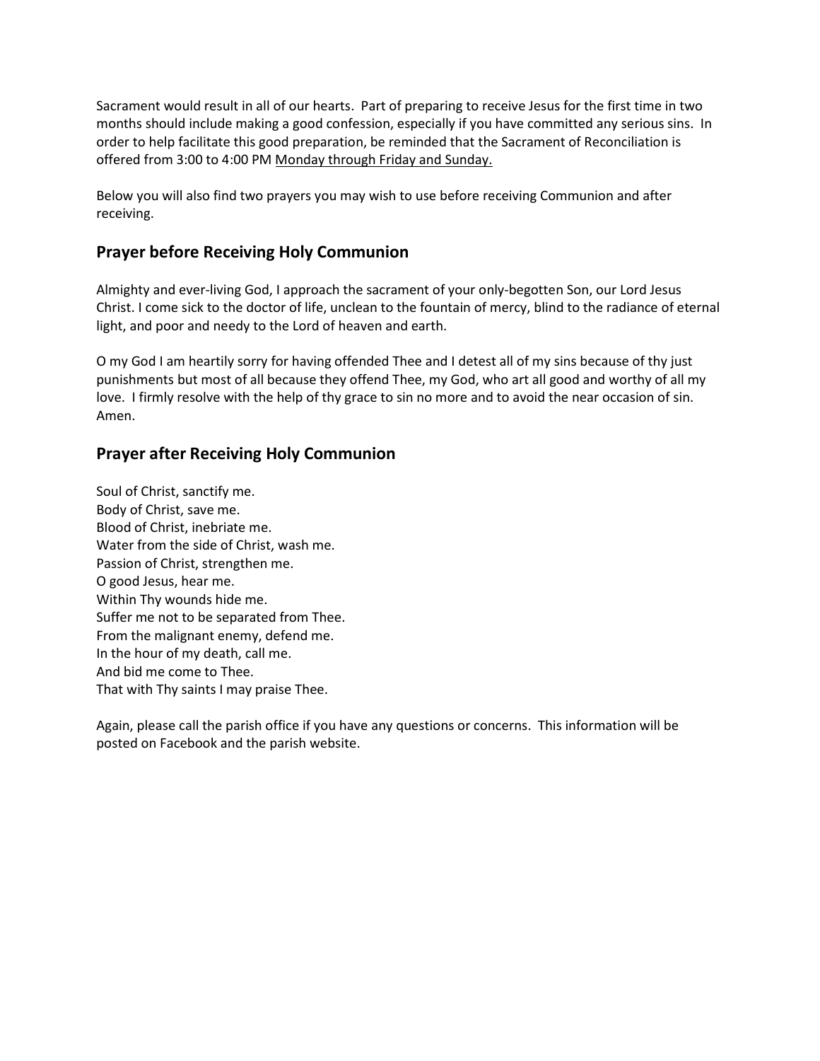Sacrament would result in all of our hearts. Part of preparing to receive Jesus for the first time in two months should include making a good confession, especially if you have committed any serious sins. In order to help facilitate this good preparation, be reminded that the Sacrament of Reconciliation is offered from 3:00 to 4:00 PM <u>Monday through Friday and Sunday.</u>

Below you will also find two prayers you may wish to use before receiving Communion and after receiving.

## Prayer before Receiving Holy Communion

Almighty and ever-living God, I approach the sacrament of your only-begotten Son, our Lord Jesus Christ. I come sick to the doctor of life, unclean to the fountain of mercy, blind to the radiance of eternal light, and poor and needy to the Lord of heaven and earth.

O my God I am heartily sorry for having offended Thee and I detest all of my sins because of thy just punishments but most of all because they offend Thee, my God, who art all good and worthy of all my love. I firmly resolve with the help of thy grace to sin no more and to avoid the near occasion of sin. Amen.

## Prayer after Receiving Holy Communion

Soul of Christ, sanctify me.
Body of Christ, save me.
Blood of Christ, inebriate me.
Water from the side of Christ, wash me.
Passion of Christ, strengthen me.
O good Jesus, hear me.
Within Thy wounds hide me.
Suffer me not to be separated from Thee.
From the malignant enemy, defend me.
In the hour of my death, call me.
And bid me come to Thee.
That with Thy saints I may praise Thee.

Again, please call the parish office if you have any questions or concerns. This information will be posted on Facebook and the parish website.